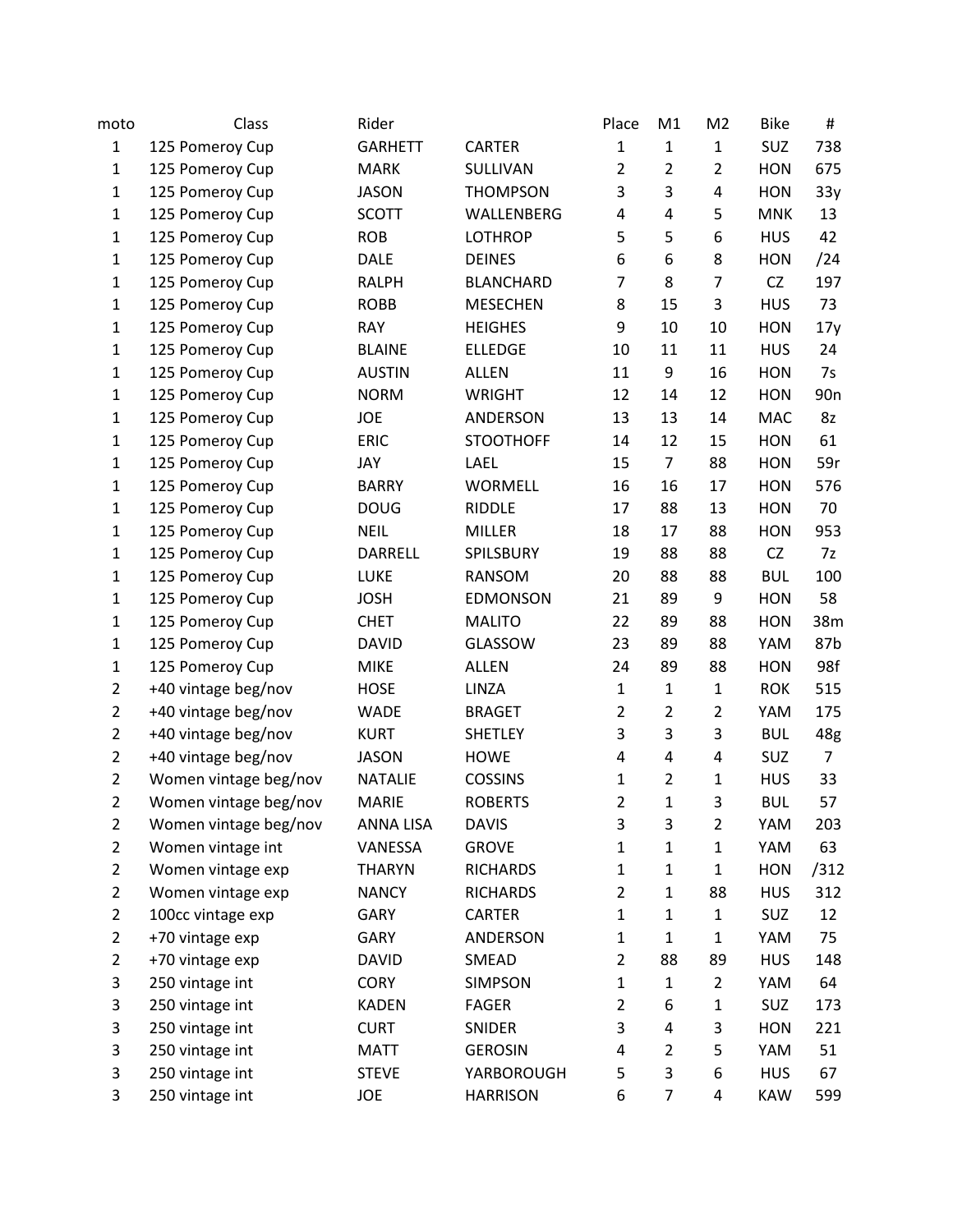| moto | Class | Rider | | Place | M1 | M2 | Bike | # |
|---|---|---|---|---|---|---|---|---|
| 1 | 125 Pomeroy Cup | GARHETT | CARTER | 1 | 1 | 1 | SUZ | 738 |
| 1 | 125 Pomeroy Cup | MARK | SULLIVAN | 2 | 2 | 2 | HON | 675 |
| 1 | 125 Pomeroy Cup | JASON | THOMPSON | 3 | 3 | 4 | HON | 33y |
| 1 | 125 Pomeroy Cup | SCOTT | WALLENBERG | 4 | 4 | 5 | MNK | 13 |
| 1 | 125 Pomeroy Cup | ROB | LOTHROP | 5 | 5 | 6 | HUS | 42 |
| 1 | 125 Pomeroy Cup | DALE | DEINES | 6 | 6 | 8 | HON | /24 |
| 1 | 125 Pomeroy Cup | RALPH | BLANCHARD | 7 | 8 | 7 | CZ | 197 |
| 1 | 125 Pomeroy Cup | ROBB | MESECHEN | 8 | 15 | 3 | HUS | 73 |
| 1 | 125 Pomeroy Cup | RAY | HEIGHES | 9 | 10 | 10 | HON | 17y |
| 1 | 125 Pomeroy Cup | BLAINE | ELLEDGE | 10 | 11 | 11 | HUS | 24 |
| 1 | 125 Pomeroy Cup | AUSTIN | ALLEN | 11 | 9 | 16 | HON | 7s |
| 1 | 125 Pomeroy Cup | NORM | WRIGHT | 12 | 14 | 12 | HON | 90n |
| 1 | 125 Pomeroy Cup | JOE | ANDERSON | 13 | 13 | 14 | MAC | 8z |
| 1 | 125 Pomeroy Cup | ERIC | STOOTHOFF | 14 | 12 | 15 | HON | 61 |
| 1 | 125 Pomeroy Cup | JAY | LAEL | 15 | 7 | 88 | HON | 59r |
| 1 | 125 Pomeroy Cup | BARRY | WORMELL | 16 | 16 | 17 | HON | 576 |
| 1 | 125 Pomeroy Cup | DOUG | RIDDLE | 17 | 88 | 13 | HON | 70 |
| 1 | 125 Pomeroy Cup | NEIL | MILLER | 18 | 17 | 88 | HON | 953 |
| 1 | 125 Pomeroy Cup | DARRELL | SPILSBURY | 19 | 88 | 88 | CZ | 7z |
| 1 | 125 Pomeroy Cup | LUKE | RANSOM | 20 | 88 | 88 | BUL | 100 |
| 1 | 125 Pomeroy Cup | JOSH | EDMONSON | 21 | 89 | 9 | HON | 58 |
| 1 | 125 Pomeroy Cup | CHET | MALITO | 22 | 89 | 88 | HON | 38m |
| 1 | 125 Pomeroy Cup | DAVID | GLASSOW | 23 | 89 | 88 | YAM | 87b |
| 1 | 125 Pomeroy Cup | MIKE | ALLEN | 24 | 89 | 88 | HON | 98f |
| 2 | +40 vintage beg/nov | HOSE | LINZA | 1 | 1 | 1 | ROK | 515 |
| 2 | +40 vintage beg/nov | WADE | BRAGET | 2 | 2 | 2 | YAM | 175 |
| 2 | +40 vintage beg/nov | KURT | SHETLEY | 3 | 3 | 3 | BUL | 48g |
| 2 | +40 vintage beg/nov | JASON | HOWE | 4 | 4 | 4 | SUZ | 7 |
| 2 | Women vintage beg/nov | NATALIE | COSSINS | 1 | 2 | 1 | HUS | 33 |
| 2 | Women vintage beg/nov | MARIE | ROBERTS | 2 | 1 | 3 | BUL | 57 |
| 2 | Women vintage beg/nov | ANNA LISA | DAVIS | 3 | 3 | 2 | YAM | 203 |
| 2 | Women vintage int | VANESSA | GROVE | 1 | 1 | 1 | YAM | 63 |
| 2 | Women vintage exp | THARYN | RICHARDS | 1 | 1 | 1 | HON | /312 |
| 2 | Women vintage exp | NANCY | RICHARDS | 2 | 1 | 88 | HUS | 312 |
| 2 | 100cc vintage exp | GARY | CARTER | 1 | 1 | 1 | SUZ | 12 |
| 2 | +70 vintage exp | GARY | ANDERSON | 1 | 1 | 1 | YAM | 75 |
| 2 | +70 vintage exp | DAVID | SMEAD | 2 | 88 | 89 | HUS | 148 |
| 3 | 250 vintage int | CORY | SIMPSON | 1 | 1 | 2 | YAM | 64 |
| 3 | 250 vintage int | KADEN | FAGER | 2 | 6 | 1 | SUZ | 173 |
| 3 | 250 vintage int | CURT | SNIDER | 3 | 4 | 3 | HON | 221 |
| 3 | 250 vintage int | MATT | GEROSIN | 4 | 2 | 5 | YAM | 51 |
| 3 | 250 vintage int | STEVE | YARBOROUGH | 5 | 3 | 6 | HUS | 67 |
| 3 | 250 vintage int | JOE | HARRISON | 6 | 7 | 4 | KAW | 599 |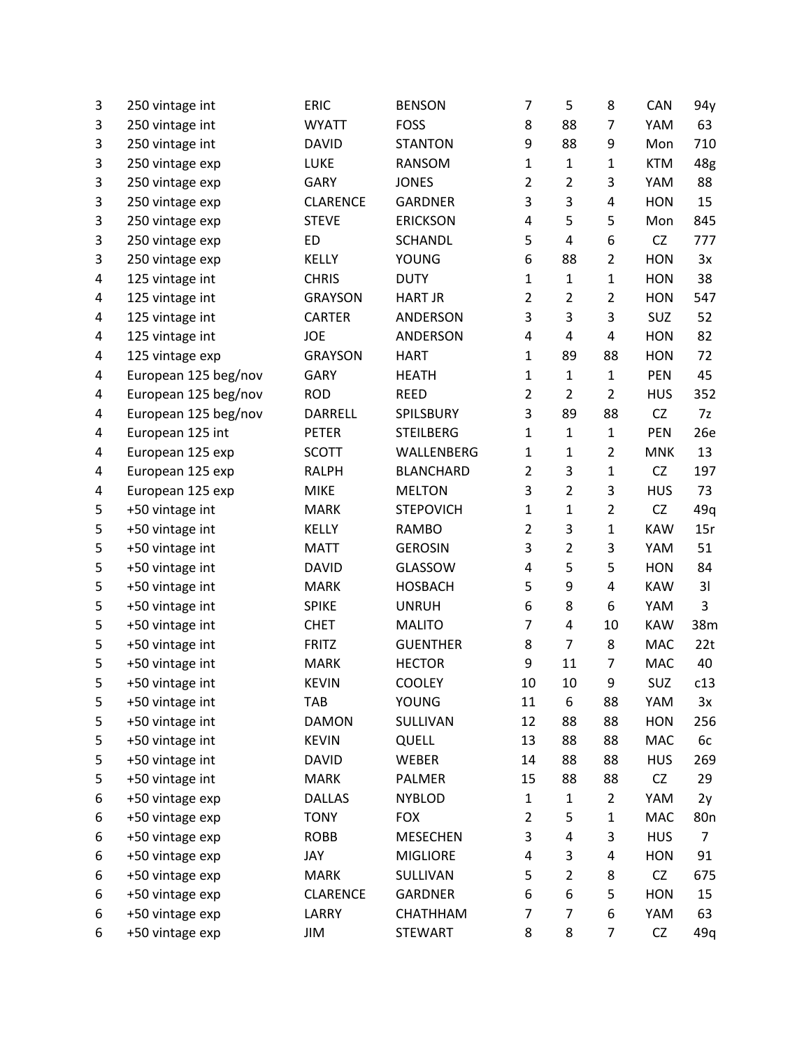| | | | | | | | | |
|---|---|---|---|---|---|---|---|---|
| 3 | 250 vintage int | ERIC | BENSON | 7 | 5 | 8 | CAN | 94y |
| 3 | 250 vintage int | WYATT | FOSS | 8 | 88 | 7 | YAM | 63 |
| 3 | 250 vintage int | DAVID | STANTON | 9 | 88 | 9 | Mon | 710 |
| 3 | 250 vintage exp | LUKE | RANSOM | 1 | 1 | 1 | KTM | 48g |
| 3 | 250 vintage exp | GARY | JONES | 2 | 2 | 3 | YAM | 88 |
| 3 | 250 vintage exp | CLARENCE | GARDNER | 3 | 3 | 4 | HON | 15 |
| 3 | 250 vintage exp | STEVE | ERICKSON | 4 | 5 | 5 | Mon | 845 |
| 3 | 250 vintage exp | ED | SCHANDL | 5 | 4 | 6 | CZ | 777 |
| 3 | 250 vintage exp | KELLY | YOUNG | 6 | 88 | 2 | HON | 3x |
| 4 | 125 vintage int | CHRIS | DUTY | 1 | 1 | 1 | HON | 38 |
| 4 | 125 vintage int | GRAYSON | HART JR | 2 | 2 | 2 | HON | 547 |
| 4 | 125 vintage int | CARTER | ANDERSON | 3 | 3 | 3 | SUZ | 52 |
| 4 | 125 vintage int | JOE | ANDERSON | 4 | 4 | 4 | HON | 82 |
| 4 | 125 vintage exp | GRAYSON | HART | 1 | 89 | 88 | HON | 72 |
| 4 | European 125 beg/nov | GARY | HEATH | 1 | 1 | 1 | PEN | 45 |
| 4 | European 125 beg/nov | ROD | REED | 2 | 2 | 2 | HUS | 352 |
| 4 | European 125 beg/nov | DARRELL | SPILSBURY | 3 | 89 | 88 | CZ | 7z |
| 4 | European 125 int | PETER | STEILBERG | 1 | 1 | 1 | PEN | 26e |
| 4 | European 125 exp | SCOTT | WALLENBERG | 1 | 1 | 2 | MNK | 13 |
| 4 | European 125 exp | RALPH | BLANCHARD | 2 | 3 | 1 | CZ | 197 |
| 4 | European 125 exp | MIKE | MELTON | 3 | 2 | 3 | HUS | 73 |
| 5 | +50 vintage int | MARK | STEPOVICH | 1 | 1 | 2 | CZ | 49q |
| 5 | +50 vintage int | KELLY | RAMBO | 2 | 3 | 1 | KAW | 15r |
| 5 | +50 vintage int | MATT | GEROSIN | 3 | 2 | 3 | YAM | 51 |
| 5 | +50 vintage int | DAVID | GLASSOW | 4 | 5 | 5 | HON | 84 |
| 5 | +50 vintage int | MARK | HOSBACH | 5 | 9 | 4 | KAW | 3l |
| 5 | +50 vintage int | SPIKE | UNRUH | 6 | 8 | 6 | YAM | 3 |
| 5 | +50 vintage int | CHET | MALITO | 7 | 4 | 10 | KAW | 38m |
| 5 | +50 vintage int | FRITZ | GUENTHER | 8 | 7 | 8 | MAC | 22t |
| 5 | +50 vintage int | MARK | HECTOR | 9 | 11 | 7 | MAC | 40 |
| 5 | +50 vintage int | KEVIN | COOLEY | 10 | 10 | 9 | SUZ | c13 |
| 5 | +50 vintage int | TAB | YOUNG | 11 | 6 | 88 | YAM | 3x |
| 5 | +50 vintage int | DAMON | SULLIVAN | 12 | 88 | 88 | HON | 256 |
| 5 | +50 vintage int | KEVIN | QUELL | 13 | 88 | 88 | MAC | 6c |
| 5 | +50 vintage int | DAVID | WEBER | 14 | 88 | 88 | HUS | 269 |
| 5 | +50 vintage int | MARK | PALMER | 15 | 88 | 88 | CZ | 29 |
| 6 | +50 vintage exp | DALLAS | NYBLOD | 1 | 1 | 2 | YAM | 2y |
| 6 | +50 vintage exp | TONY | FOX | 2 | 5 | 1 | MAC | 80n |
| 6 | +50 vintage exp | ROBB | MESECHEN | 3 | 4 | 3 | HUS | 7 |
| 6 | +50 vintage exp | JAY | MIGLIORE | 4 | 3 | 4 | HON | 91 |
| 6 | +50 vintage exp | MARK | SULLIVAN | 5 | 2 | 8 | CZ | 675 |
| 6 | +50 vintage exp | CLARENCE | GARDNER | 6 | 6 | 5 | HON | 15 |
| 6 | +50 vintage exp | LARRY | CHATHHAM | 7 | 7 | 6 | YAM | 63 |
| 6 | +50 vintage exp | JIM | STEWART | 8 | 8 | 7 | CZ | 49q |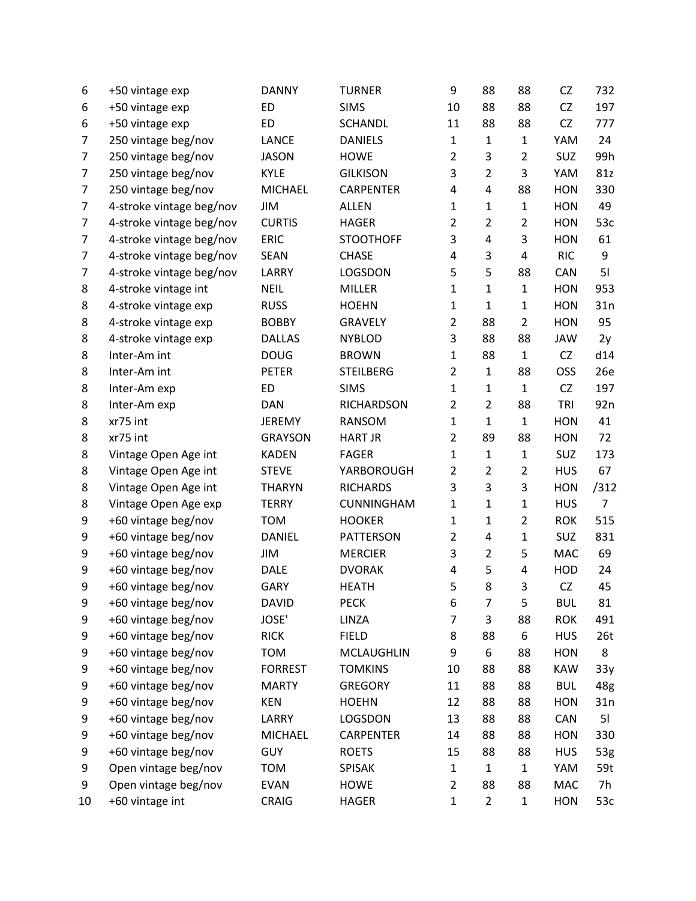| | | | | | | | | |
|---|---|---|---|---|---|---|---|---|
| 6 | +50 vintage exp | DANNY | TURNER | 9 | 88 | 88 | CZ | 732 |
| 6 | +50 vintage exp | ED | SIMS | 10 | 88 | 88 | CZ | 197 |
| 6 | +50 vintage exp | ED | SCHANDL | 11 | 88 | 88 | CZ | 777 |
| 7 | 250 vintage beg/nov | LANCE | DANIELS | 1 | 1 | 1 | YAM | 24 |
| 7 | 250 vintage beg/nov | JASON | HOWE | 2 | 3 | 2 | SUZ | 99h |
| 7 | 250 vintage beg/nov | KYLE | GILKISON | 3 | 2 | 3 | YAM | 81z |
| 7 | 250 vintage beg/nov | MICHAEL | CARPENTER | 4 | 4 | 88 | HON | 330 |
| 7 | 4-stroke vintage beg/nov | JIM | ALLEN | 1 | 1 | 1 | HON | 49 |
| 7 | 4-stroke vintage beg/nov | CURTIS | HAGER | 2 | 2 | 2 | HON | 53c |
| 7 | 4-stroke vintage beg/nov | ERIC | STOOTHOFF | 3 | 4 | 3 | HON | 61 |
| 7 | 4-stroke vintage beg/nov | SEAN | CHASE | 4 | 3 | 4 | RIC | 9 |
| 7 | 4-stroke vintage beg/nov | LARRY | LOGSDON | 5 | 5 | 88 | CAN | 5l |
| 8 | 4-stroke vintage int | NEIL | MILLER | 1 | 1 | 1 | HON | 953 |
| 8 | 4-stroke vintage exp | RUSS | HOEHN | 1 | 1 | 1 | HON | 31n |
| 8 | 4-stroke vintage exp | BOBBY | GRAVELY | 2 | 88 | 2 | HON | 95 |
| 8 | 4-stroke vintage exp | DALLAS | NYBLOD | 3 | 88 | 88 | JAW | 2y |
| 8 | Inter-Am int | DOUG | BROWN | 1 | 88 | 1 | CZ | d14 |
| 8 | Inter-Am int | PETER | STEILBERG | 2 | 1 | 88 | OSS | 26e |
| 8 | Inter-Am exp | ED | SIMS | 1 | 1 | 1 | CZ | 197 |
| 8 | Inter-Am exp | DAN | RICHARDSON | 2 | 2 | 88 | TRI | 92n |
| 8 | xr75 int | JEREMY | RANSOM | 1 | 1 | 1 | HON | 41 |
| 8 | xr75 int | GRAYSON | HART JR | 2 | 89 | 88 | HON | 72 |
| 8 | Vintage Open Age int | KADEN | FAGER | 1 | 1 | 1 | SUZ | 173 |
| 8 | Vintage Open Age int | STEVE | YARBOROUGH | 2 | 2 | 2 | HUS | 67 |
| 8 | Vintage Open Age int | THARYN | RICHARDS | 3 | 3 | 3 | HON | /312 |
| 8 | Vintage Open Age exp | TERRY | CUNNINGHAM | 1 | 1 | 1 | HUS | 7 |
| 9 | +60 vintage beg/nov | TOM | HOOKER | 1 | 1 | 2 | ROK | 515 |
| 9 | +60 vintage beg/nov | DANIEL | PATTERSON | 2 | 4 | 1 | SUZ | 831 |
| 9 | +60 vintage beg/nov | JIM | MERCIER | 3 | 2 | 5 | MAC | 69 |
| 9 | +60 vintage beg/nov | DALE | DVORAK | 4 | 5 | 4 | HOD | 24 |
| 9 | +60 vintage beg/nov | GARY | HEATH | 5 | 8 | 3 | CZ | 45 |
| 9 | +60 vintage beg/nov | DAVID | PECK | 6 | 7 | 5 | BUL | 81 |
| 9 | +60 vintage beg/nov | JOSE' | LINZA | 7 | 3 | 88 | ROK | 491 |
| 9 | +60 vintage beg/nov | RICK | FIELD | 8 | 88 | 6 | HUS | 26t |
| 9 | +60 vintage beg/nov | TOM | MCLAUGHLIN | 9 | 6 | 88 | HON | 8 |
| 9 | +60 vintage beg/nov | FORREST | TOMKINS | 10 | 88 | 88 | KAW | 33y |
| 9 | +60 vintage beg/nov | MARTY | GREGORY | 11 | 88 | 88 | BUL | 48g |
| 9 | +60 vintage beg/nov | KEN | HOEHN | 12 | 88 | 88 | HON | 31n |
| 9 | +60 vintage beg/nov | LARRY | LOGSDON | 13 | 88 | 88 | CAN | 5l |
| 9 | +60 vintage beg/nov | MICHAEL | CARPENTER | 14 | 88 | 88 | HON | 330 |
| 9 | +60 vintage beg/nov | GUY | ROETS | 15 | 88 | 88 | HUS | 53g |
| 9 | Open vintage beg/nov | TOM | SPISAK | 1 | 1 | 1 | YAM | 59t |
| 9 | Open vintage beg/nov | EVAN | HOWE | 2 | 88 | 88 | MAC | 7h |
| 10 | +60 vintage int | CRAIG | HAGER | 1 | 2 | 1 | HON | 53c |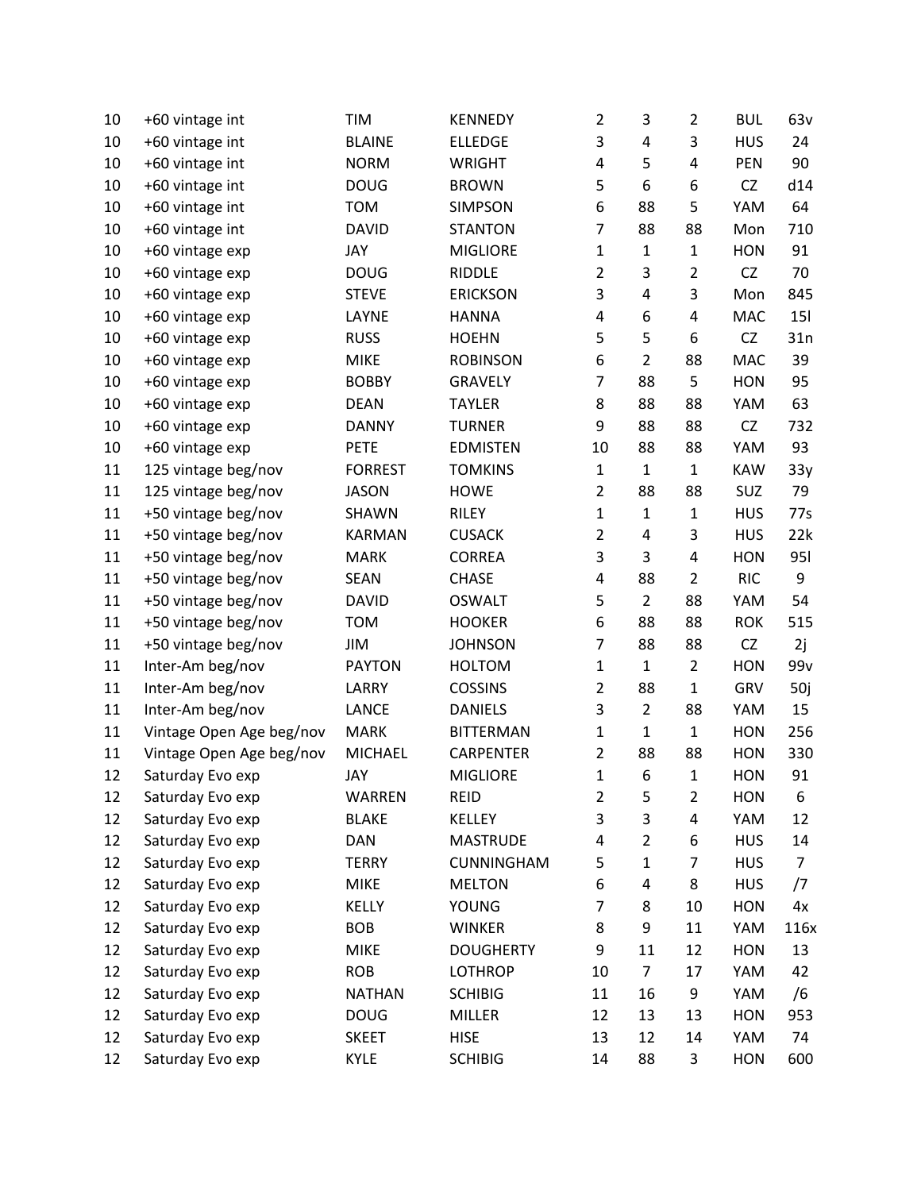| | | | | | | | | |
|---|---|---|---|---|---|---|---|---|
| 10 | +60 vintage int | TIM | KENNEDY | 2 | 3 | 2 | BUL | 63v |
| 10 | +60 vintage int | BLAINE | ELLEDGE | 3 | 4 | 3 | HUS | 24 |
| 10 | +60 vintage int | NORM | WRIGHT | 4 | 5 | 4 | PEN | 90 |
| 10 | +60 vintage int | DOUG | BROWN | 5 | 6 | 6 | CZ | d14 |
| 10 | +60 vintage int | TOM | SIMPSON | 6 | 88 | 5 | YAM | 64 |
| 10 | +60 vintage int | DAVID | STANTON | 7 | 88 | 88 | Mon | 710 |
| 10 | +60 vintage exp | JAY | MIGLIORE | 1 | 1 | 1 | HON | 91 |
| 10 | +60 vintage exp | DOUG | RIDDLE | 2 | 3 | 2 | CZ | 70 |
| 10 | +60 vintage exp | STEVE | ERICKSON | 3 | 4 | 3 | Mon | 845 |
| 10 | +60 vintage exp | LAYNE | HANNA | 4 | 6 | 4 | MAC | 15l |
| 10 | +60 vintage exp | RUSS | HOEHN | 5 | 5 | 6 | CZ | 31n |
| 10 | +60 vintage exp | MIKE | ROBINSON | 6 | 2 | 88 | MAC | 39 |
| 10 | +60 vintage exp | BOBBY | GRAVELY | 7 | 88 | 5 | HON | 95 |
| 10 | +60 vintage exp | DEAN | TAYLER | 8 | 88 | 88 | YAM | 63 |
| 10 | +60 vintage exp | DANNY | TURNER | 9 | 88 | 88 | CZ | 732 |
| 10 | +60 vintage exp | PETE | EDMISTEN | 10 | 88 | 88 | YAM | 93 |
| 11 | 125 vintage beg/nov | FORREST | TOMKINS | 1 | 1 | 1 | KAW | 33y |
| 11 | 125 vintage beg/nov | JASON | HOWE | 2 | 88 | 88 | SUZ | 79 |
| 11 | +50 vintage beg/nov | SHAWN | RILEY | 1 | 1 | 1 | HUS | 77s |
| 11 | +50 vintage beg/nov | KARMAN | CUSACK | 2 | 4 | 3 | HUS | 22k |
| 11 | +50 vintage beg/nov | MARK | CORREA | 3 | 3 | 4 | HON | 95l |
| 11 | +50 vintage beg/nov | SEAN | CHASE | 4 | 88 | 2 | RIC | 9 |
| 11 | +50 vintage beg/nov | DAVID | OSWALT | 5 | 2 | 88 | YAM | 54 |
| 11 | +50 vintage beg/nov | TOM | HOOKER | 6 | 88 | 88 | ROK | 515 |
| 11 | +50 vintage beg/nov | JIM | JOHNSON | 7 | 88 | 88 | CZ | 2j |
| 11 | Inter-Am beg/nov | PAYTON | HOLTOM | 1 | 1 | 2 | HON | 99v |
| 11 | Inter-Am beg/nov | LARRY | COSSINS | 2 | 88 | 1 | GRV | 50j |
| 11 | Inter-Am beg/nov | LANCE | DANIELS | 3 | 2 | 88 | YAM | 15 |
| 11 | Vintage Open Age beg/nov | MARK | BITTERMAN | 1 | 1 | 1 | HON | 256 |
| 11 | Vintage Open Age beg/nov | MICHAEL | CARPENTER | 2 | 88 | 88 | HON | 330 |
| 12 | Saturday Evo exp | JAY | MIGLIORE | 1 | 6 | 1 | HON | 91 |
| 12 | Saturday Evo exp | WARREN | REID | 2 | 5 | 2 | HON | 6 |
| 12 | Saturday Evo exp | BLAKE | KELLEY | 3 | 3 | 4 | YAM | 12 |
| 12 | Saturday Evo exp | DAN | MASTRUDE | 4 | 2 | 6 | HUS | 14 |
| 12 | Saturday Evo exp | TERRY | CUNNINGHAM | 5 | 1 | 7 | HUS | 7 |
| 12 | Saturday Evo exp | MIKE | MELTON | 6 | 4 | 8 | HUS | /7 |
| 12 | Saturday Evo exp | KELLY | YOUNG | 7 | 8 | 10 | HON | 4x |
| 12 | Saturday Evo exp | BOB | WINKER | 8 | 9 | 11 | YAM | 116x |
| 12 | Saturday Evo exp | MIKE | DOUGHERTY | 9 | 11 | 12 | HON | 13 |
| 12 | Saturday Evo exp | ROB | LOTHROP | 10 | 7 | 17 | YAM | 42 |
| 12 | Saturday Evo exp | NATHAN | SCHIBIG | 11 | 16 | 9 | YAM | /6 |
| 12 | Saturday Evo exp | DOUG | MILLER | 12 | 13 | 13 | HON | 953 |
| 12 | Saturday Evo exp | SKEET | HISE | 13 | 12 | 14 | YAM | 74 |
| 12 | Saturday Evo exp | KYLE | SCHIBIG | 14 | 88 | 3 | HON | 600 |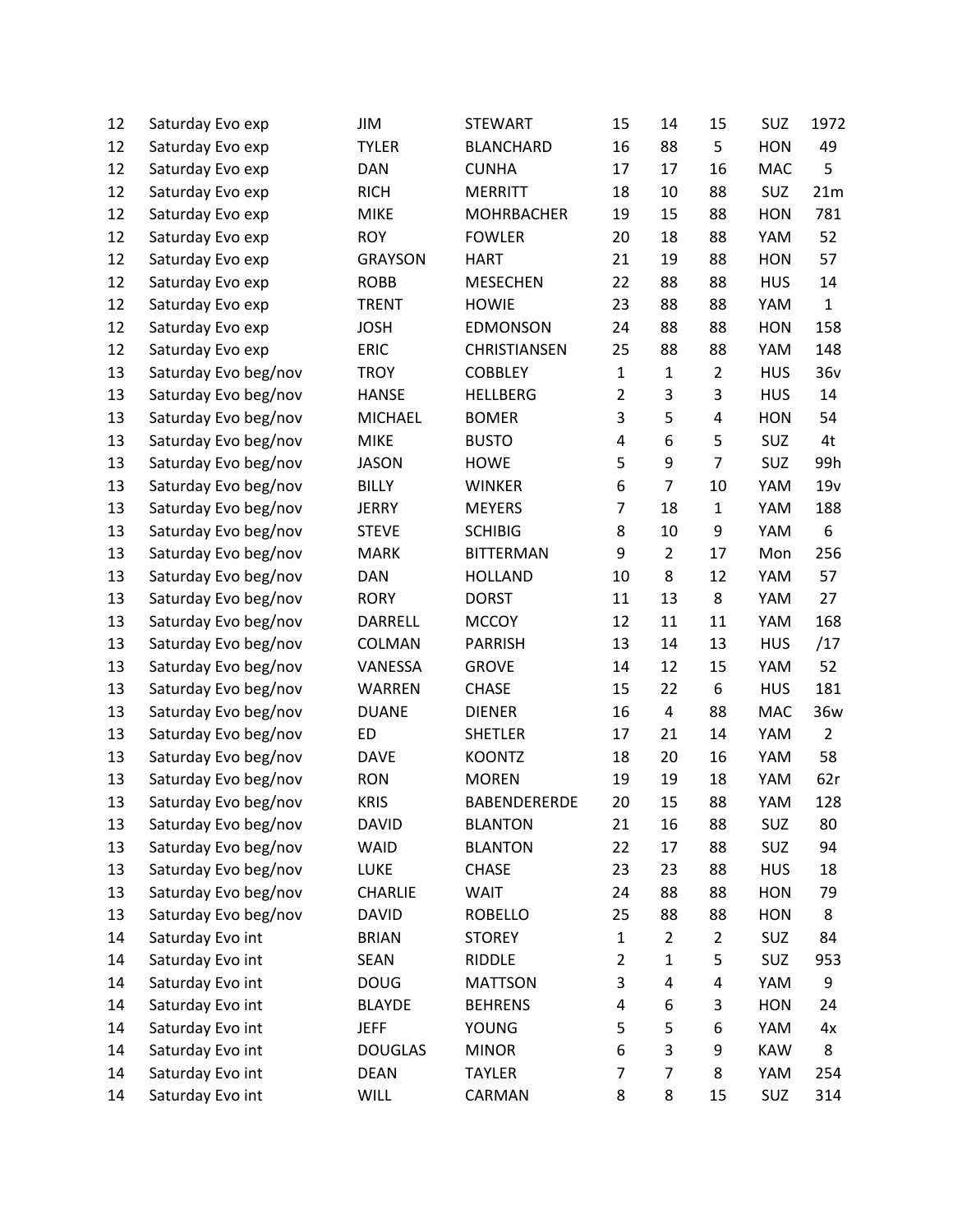| | | | | | | | | |
|---|---|---|---|---|---|---|---|---|
| 12 | Saturday Evo exp | JIM | STEWART | 15 | 14 | 15 | SUZ | 1972 |
| 12 | Saturday Evo exp | TYLER | BLANCHARD | 16 | 88 | 5 | HON | 49 |
| 12 | Saturday Evo exp | DAN | CUNHA | 17 | 17 | 16 | MAC | 5 |
| 12 | Saturday Evo exp | RICH | MERRITT | 18 | 10 | 88 | SUZ | 21m |
| 12 | Saturday Evo exp | MIKE | MOHRBACHER | 19 | 15 | 88 | HON | 781 |
| 12 | Saturday Evo exp | ROY | FOWLER | 20 | 18 | 88 | YAM | 52 |
| 12 | Saturday Evo exp | GRAYSON | HART | 21 | 19 | 88 | HON | 57 |
| 12 | Saturday Evo exp | ROBB | MESECHEN | 22 | 88 | 88 | HUS | 14 |
| 12 | Saturday Evo exp | TRENT | HOWIE | 23 | 88 | 88 | YAM | 1 |
| 12 | Saturday Evo exp | JOSH | EDMONSON | 24 | 88 | 88 | HON | 158 |
| 12 | Saturday Evo exp | ERIC | CHRISTIANSEN | 25 | 88 | 88 | YAM | 148 |
| 13 | Saturday Evo beg/nov | TROY | COBBLEY | 1 | 1 | 2 | HUS | 36v |
| 13 | Saturday Evo beg/nov | HANSE | HELLBERG | 2 | 3 | 3 | HUS | 14 |
| 13 | Saturday Evo beg/nov | MICHAEL | BOMER | 3 | 5 | 4 | HON | 54 |
| 13 | Saturday Evo beg/nov | MIKE | BUSTO | 4 | 6 | 5 | SUZ | 4t |
| 13 | Saturday Evo beg/nov | JASON | HOWE | 5 | 9 | 7 | SUZ | 99h |
| 13 | Saturday Evo beg/nov | BILLY | WINKER | 6 | 7 | 10 | YAM | 19v |
| 13 | Saturday Evo beg/nov | JERRY | MEYERS | 7 | 18 | 1 | YAM | 188 |
| 13 | Saturday Evo beg/nov | STEVE | SCHIBIG | 8 | 10 | 9 | YAM | 6 |
| 13 | Saturday Evo beg/nov | MARK | BITTERMAN | 9 | 2 | 17 | Mon | 256 |
| 13 | Saturday Evo beg/nov | DAN | HOLLAND | 10 | 8 | 12 | YAM | 57 |
| 13 | Saturday Evo beg/nov | RORY | DORST | 11 | 13 | 8 | YAM | 27 |
| 13 | Saturday Evo beg/nov | DARRELL | MCCOY | 12 | 11 | 11 | YAM | 168 |
| 13 | Saturday Evo beg/nov | COLMAN | PARRISH | 13 | 14 | 13 | HUS | /17 |
| 13 | Saturday Evo beg/nov | VANESSA | GROVE | 14 | 12 | 15 | YAM | 52 |
| 13 | Saturday Evo beg/nov | WARREN | CHASE | 15 | 22 | 6 | HUS | 181 |
| 13 | Saturday Evo beg/nov | DUANE | DIENER | 16 | 4 | 88 | MAC | 36w |
| 13 | Saturday Evo beg/nov | ED | SHETLER | 17 | 21 | 14 | YAM | 2 |
| 13 | Saturday Evo beg/nov | DAVE | KOONTZ | 18 | 20 | 16 | YAM | 58 |
| 13 | Saturday Evo beg/nov | RON | MOREN | 19 | 19 | 18 | YAM | 62r |
| 13 | Saturday Evo beg/nov | KRIS | BABENDERERDE | 20 | 15 | 88 | YAM | 128 |
| 13 | Saturday Evo beg/nov | DAVID | BLANTON | 21 | 16 | 88 | SUZ | 80 |
| 13 | Saturday Evo beg/nov | WAID | BLANTON | 22 | 17 | 88 | SUZ | 94 |
| 13 | Saturday Evo beg/nov | LUKE | CHASE | 23 | 23 | 88 | HUS | 18 |
| 13 | Saturday Evo beg/nov | CHARLIE | WAIT | 24 | 88 | 88 | HON | 79 |
| 13 | Saturday Evo beg/nov | DAVID | ROBELLO | 25 | 88 | 88 | HON | 8 |
| 14 | Saturday Evo int | BRIAN | STOREY | 1 | 2 | 2 | SUZ | 84 |
| 14 | Saturday Evo int | SEAN | RIDDLE | 2 | 1 | 5 | SUZ | 953 |
| 14 | Saturday Evo int | DOUG | MATTSON | 3 | 4 | 4 | YAM | 9 |
| 14 | Saturday Evo int | BLAYDE | BEHRENS | 4 | 6 | 3 | HON | 24 |
| 14 | Saturday Evo int | JEFF | YOUNG | 5 | 5 | 6 | YAM | 4x |
| 14 | Saturday Evo int | DOUGLAS | MINOR | 6 | 3 | 9 | KAW | 8 |
| 14 | Saturday Evo int | DEAN | TAYLER | 7 | 7 | 8 | YAM | 254 |
| 14 | Saturday Evo int | WILL | CARMAN | 8 | 8 | 15 | SUZ | 314 |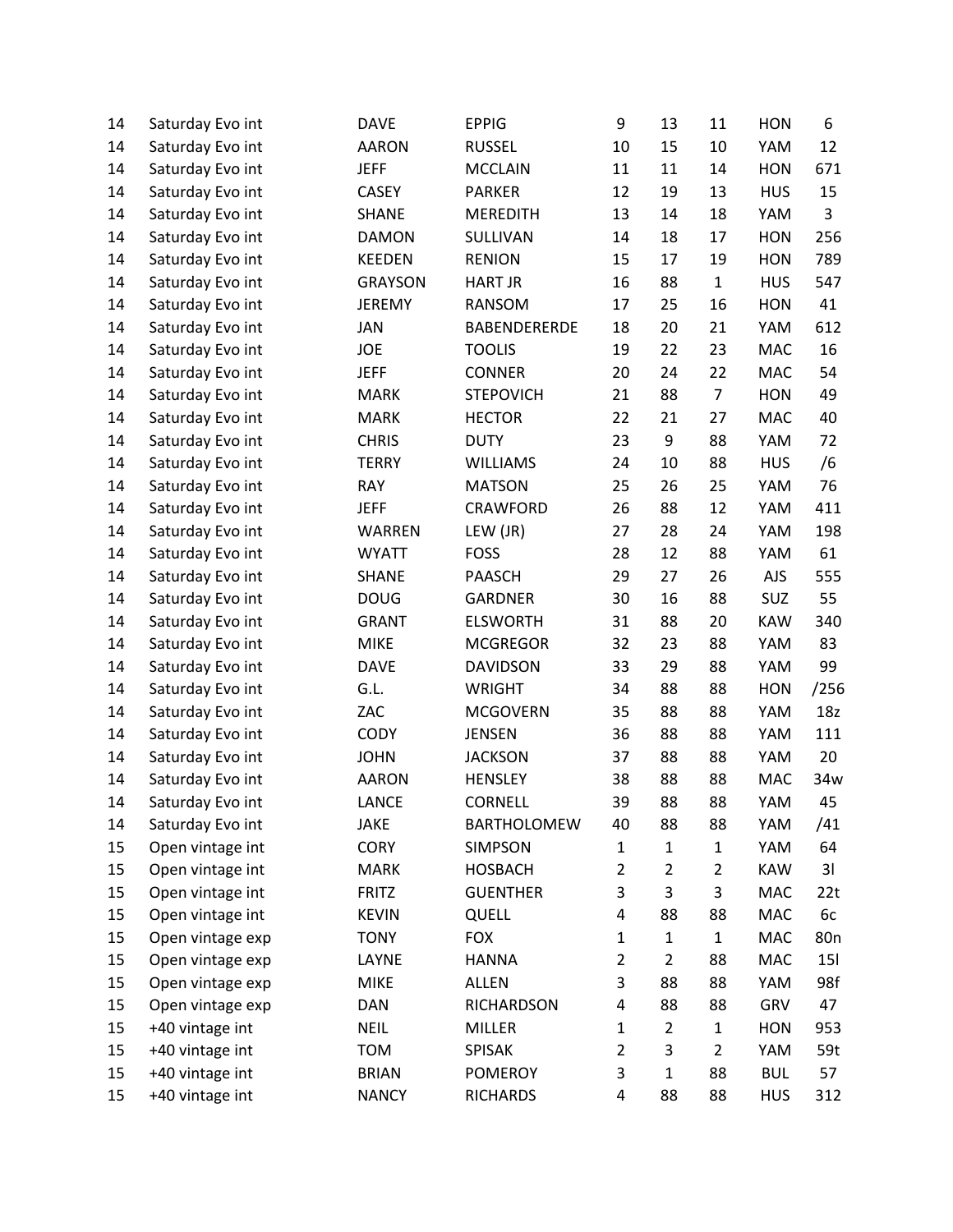| | | | | | | | | |
|---|---|---|---|---|---|---|---|---|
| 14 | Saturday Evo int | DAVE | EPPIG | 9 | 13 | 11 | HON | 6 |
| 14 | Saturday Evo int | AARON | RUSSEL | 10 | 15 | 10 | YAM | 12 |
| 14 | Saturday Evo int | JEFF | MCCLAIN | 11 | 11 | 14 | HON | 671 |
| 14 | Saturday Evo int | CASEY | PARKER | 12 | 19 | 13 | HUS | 15 |
| 14 | Saturday Evo int | SHANE | MEREDITH | 13 | 14 | 18 | YAM | 3 |
| 14 | Saturday Evo int | DAMON | SULLIVAN | 14 | 18 | 17 | HON | 256 |
| 14 | Saturday Evo int | KEEDEN | RENION | 15 | 17 | 19 | HON | 789 |
| 14 | Saturday Evo int | GRAYSON | HART JR | 16 | 88 | 1 | HUS | 547 |
| 14 | Saturday Evo int | JEREMY | RANSOM | 17 | 25 | 16 | HON | 41 |
| 14 | Saturday Evo int | JAN | BABENDERERDE | 18 | 20 | 21 | YAM | 612 |
| 14 | Saturday Evo int | JOE | TOOLIS | 19 | 22 | 23 | MAC | 16 |
| 14 | Saturday Evo int | JEFF | CONNER | 20 | 24 | 22 | MAC | 54 |
| 14 | Saturday Evo int | MARK | STEPOVICH | 21 | 88 | 7 | HON | 49 |
| 14 | Saturday Evo int | MARK | HECTOR | 22 | 21 | 27 | MAC | 40 |
| 14 | Saturday Evo int | CHRIS | DUTY | 23 | 9 | 88 | YAM | 72 |
| 14 | Saturday Evo int | TERRY | WILLIAMS | 24 | 10 | 88 | HUS | /6 |
| 14 | Saturday Evo int | RAY | MATSON | 25 | 26 | 25 | YAM | 76 |
| 14 | Saturday Evo int | JEFF | CRAWFORD | 26 | 88 | 12 | YAM | 411 |
| 14 | Saturday Evo int | WARREN | LEW (JR) | 27 | 28 | 24 | YAM | 198 |
| 14 | Saturday Evo int | WYATT | FOSS | 28 | 12 | 88 | YAM | 61 |
| 14 | Saturday Evo int | SHANE | PAASCH | 29 | 27 | 26 | AJS | 555 |
| 14 | Saturday Evo int | DOUG | GARDNER | 30 | 16 | 88 | SUZ | 55 |
| 14 | Saturday Evo int | GRANT | ELSWORTH | 31 | 88 | 20 | KAW | 340 |
| 14 | Saturday Evo int | MIKE | MCGREGOR | 32 | 23 | 88 | YAM | 83 |
| 14 | Saturday Evo int | DAVE | DAVIDSON | 33 | 29 | 88 | YAM | 99 |
| 14 | Saturday Evo int | G.L. | WRIGHT | 34 | 88 | 88 | HON | /256 |
| 14 | Saturday Evo int | ZAC | MCGOVERN | 35 | 88 | 88 | YAM | 18z |
| 14 | Saturday Evo int | CODY | JENSEN | 36 | 88 | 88 | YAM | 111 |
| 14 | Saturday Evo int | JOHN | JACKSON | 37 | 88 | 88 | YAM | 20 |
| 14 | Saturday Evo int | AARON | HENSLEY | 38 | 88 | 88 | MAC | 34w |
| 14 | Saturday Evo int | LANCE | CORNELL | 39 | 88 | 88 | YAM | 45 |
| 14 | Saturday Evo int | JAKE | BARTHOLOMEW | 40 | 88 | 88 | YAM | /41 |
| 15 | Open vintage int | CORY | SIMPSON | 1 | 1 | 1 | YAM | 64 |
| 15 | Open vintage int | MARK | HOSBACH | 2 | 2 | 2 | KAW | 3l |
| 15 | Open vintage int | FRITZ | GUENTHER | 3 | 3 | 3 | MAC | 22t |
| 15 | Open vintage int | KEVIN | QUELL | 4 | 88 | 88 | MAC | 6c |
| 15 | Open vintage exp | TONY | FOX | 1 | 1 | 1 | MAC | 80n |
| 15 | Open vintage exp | LAYNE | HANNA | 2 | 2 | 88 | MAC | 15l |
| 15 | Open vintage exp | MIKE | ALLEN | 3 | 88 | 88 | YAM | 98f |
| 15 | Open vintage exp | DAN | RICHARDSON | 4 | 88 | 88 | GRV | 47 |
| 15 | +40 vintage int | NEIL | MILLER | 1 | 2 | 1 | HON | 953 |
| 15 | +40 vintage int | TOM | SPISAK | 2 | 3 | 2 | YAM | 59t |
| 15 | +40 vintage int | BRIAN | POMEROY | 3 | 1 | 88 | BUL | 57 |
| 15 | +40 vintage int | NANCY | RICHARDS | 4 | 88 | 88 | HUS | 312 |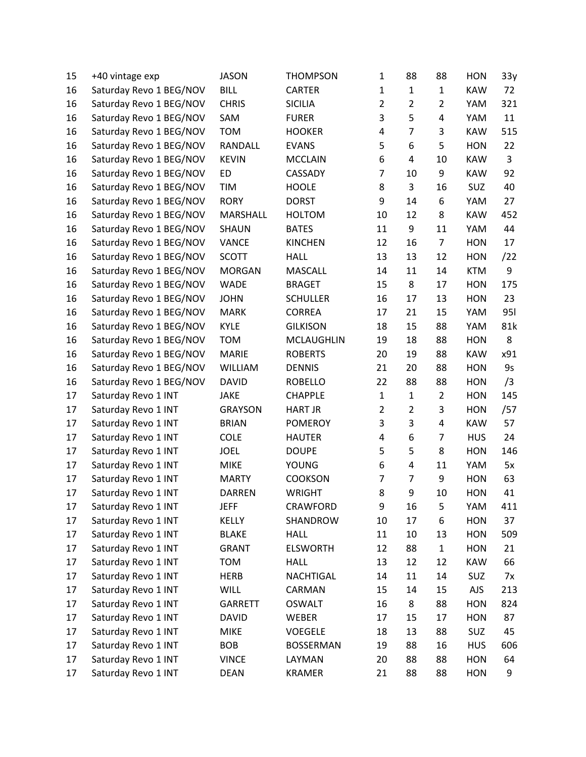| | | | | | | | | |
|---|---|---|---|---|---|---|---|---|
| 15 | +40 vintage exp | JASON | THOMPSON | 1 | 88 | 88 | HON | 33y |
| 16 | Saturday Revo 1 BEG/NOV | BILL | CARTER | 1 | 1 | 1 | KAW | 72 |
| 16 | Saturday Revo 1 BEG/NOV | CHRIS | SICILIA | 2 | 2 | 2 | YAM | 321 |
| 16 | Saturday Revo 1 BEG/NOV | SAM | FURER | 3 | 5 | 4 | YAM | 11 |
| 16 | Saturday Revo 1 BEG/NOV | TOM | HOOKER | 4 | 7 | 3 | KAW | 515 |
| 16 | Saturday Revo 1 BEG/NOV | RANDALL | EVANS | 5 | 6 | 5 | HON | 22 |
| 16 | Saturday Revo 1 BEG/NOV | KEVIN | MCCLAIN | 6 | 4 | 10 | KAW | 3 |
| 16 | Saturday Revo 1 BEG/NOV | ED | CASSADY | 7 | 10 | 9 | KAW | 92 |
| 16 | Saturday Revo 1 BEG/NOV | TIM | HOOLE | 8 | 3 | 16 | SUZ | 40 |
| 16 | Saturday Revo 1 BEG/NOV | RORY | DORST | 9 | 14 | 6 | YAM | 27 |
| 16 | Saturday Revo 1 BEG/NOV | MARSHALL | HOLTOM | 10 | 12 | 8 | KAW | 452 |
| 16 | Saturday Revo 1 BEG/NOV | SHAUN | BATES | 11 | 9 | 11 | YAM | 44 |
| 16 | Saturday Revo 1 BEG/NOV | VANCE | KINCHEN | 12 | 16 | 7 | HON | 17 |
| 16 | Saturday Revo 1 BEG/NOV | SCOTT | HALL | 13 | 13 | 12 | HON | /22 |
| 16 | Saturday Revo 1 BEG/NOV | MORGAN | MASCALL | 14 | 11 | 14 | KTM | 9 |
| 16 | Saturday Revo 1 BEG/NOV | WADE | BRAGET | 15 | 8 | 17 | HON | 175 |
| 16 | Saturday Revo 1 BEG/NOV | JOHN | SCHULLER | 16 | 17 | 13 | HON | 23 |
| 16 | Saturday Revo 1 BEG/NOV | MARK | CORREA | 17 | 21 | 15 | YAM | 95l |
| 16 | Saturday Revo 1 BEG/NOV | KYLE | GILKISON | 18 | 15 | 88 | YAM | 81k |
| 16 | Saturday Revo 1 BEG/NOV | TOM | MCLAUGHLIN | 19 | 18 | 88 | HON | 8 |
| 16 | Saturday Revo 1 BEG/NOV | MARIE | ROBERTS | 20 | 19 | 88 | KAW | x91 |
| 16 | Saturday Revo 1 BEG/NOV | WILLIAM | DENNIS | 21 | 20 | 88 | HON | 9s |
| 16 | Saturday Revo 1 BEG/NOV | DAVID | ROBELLO | 22 | 88 | 88 | HON | /3 |
| 17 | Saturday Revo 1 INT | JAKE | CHAPPLE | 1 | 1 | 2 | HON | 145 |
| 17 | Saturday Revo 1 INT | GRAYSON | HART JR | 2 | 2 | 3 | HON | /57 |
| 17 | Saturday Revo 1 INT | BRIAN | POMEROY | 3 | 3 | 4 | KAW | 57 |
| 17 | Saturday Revo 1 INT | COLE | HAUTER | 4 | 6 | 7 | HUS | 24 |
| 17 | Saturday Revo 1 INT | JOEL | DOUPE | 5 | 5 | 8 | HON | 146 |
| 17 | Saturday Revo 1 INT | MIKE | YOUNG | 6 | 4 | 11 | YAM | 5x |
| 17 | Saturday Revo 1 INT | MARTY | COOKSON | 7 | 7 | 9 | HON | 63 |
| 17 | Saturday Revo 1 INT | DARREN | WRIGHT | 8 | 9 | 10 | HON | 41 |
| 17 | Saturday Revo 1 INT | JEFF | CRAWFORD | 9 | 16 | 5 | YAM | 411 |
| 17 | Saturday Revo 1 INT | KELLY | SHANDROW | 10 | 17 | 6 | HON | 37 |
| 17 | Saturday Revo 1 INT | BLAKE | HALL | 11 | 10 | 13 | HON | 509 |
| 17 | Saturday Revo 1 INT | GRANT | ELSWORTH | 12 | 88 | 1 | HON | 21 |
| 17 | Saturday Revo 1 INT | TOM | HALL | 13 | 12 | 12 | KAW | 66 |
| 17 | Saturday Revo 1 INT | HERB | NACHTIGAL | 14 | 11 | 14 | SUZ | 7x |
| 17 | Saturday Revo 1 INT | WILL | CARMAN | 15 | 14 | 15 | AJS | 213 |
| 17 | Saturday Revo 1 INT | GARRETT | OSWALT | 16 | 8 | 88 | HON | 824 |
| 17 | Saturday Revo 1 INT | DAVID | WEBER | 17 | 15 | 17 | HON | 87 |
| 17 | Saturday Revo 1 INT | MIKE | VOEGELE | 18 | 13 | 88 | SUZ | 45 |
| 17 | Saturday Revo 1 INT | BOB | BOSSERMAN | 19 | 88 | 16 | HUS | 606 |
| 17 | Saturday Revo 1 INT | VINCE | LAYMAN | 20 | 88 | 88 | HON | 64 |
| 17 | Saturday Revo 1 INT | DEAN | KRAMER | 21 | 88 | 88 | HON | 9 |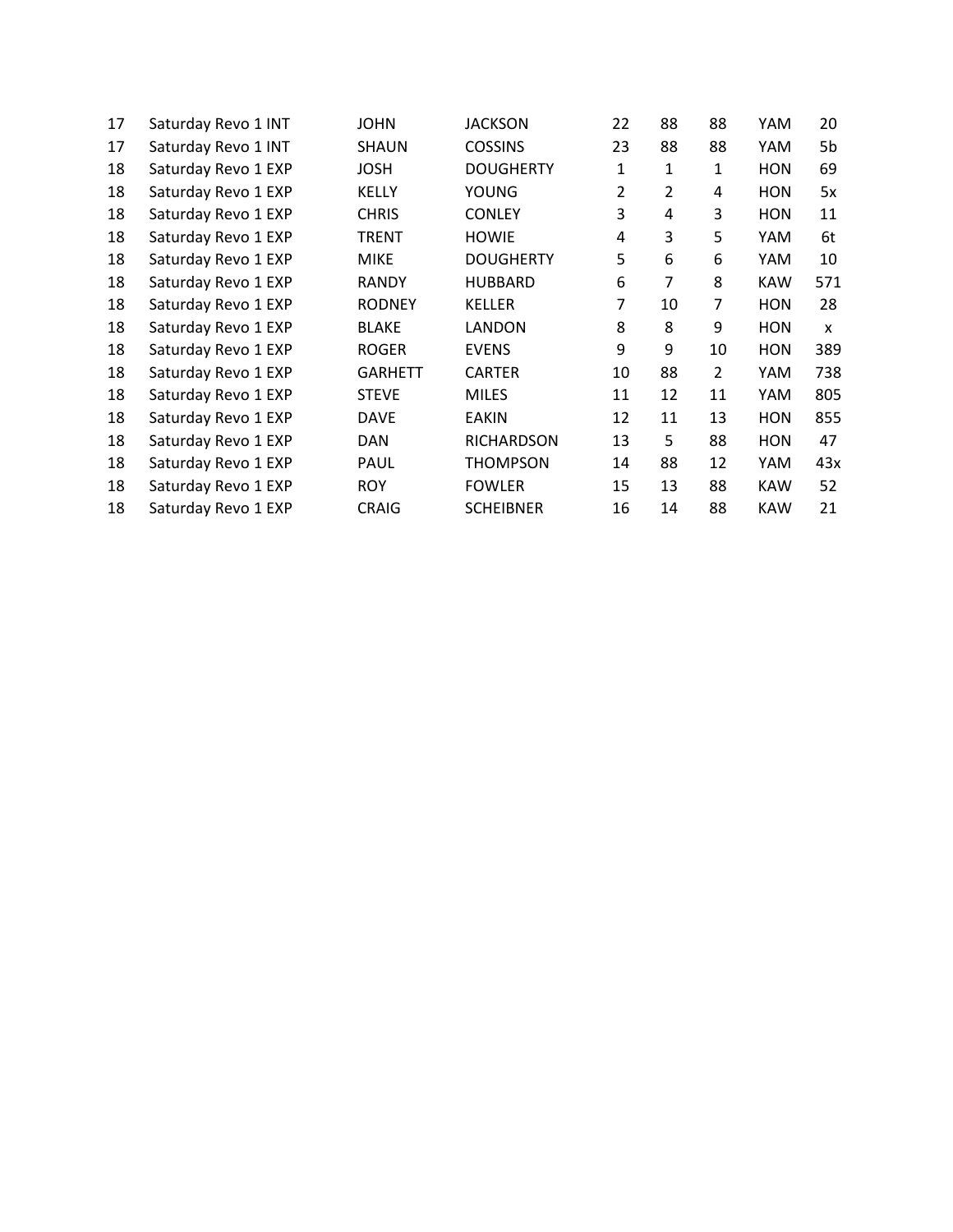| | | | | | | | | |
|---|---|---|---|---|---|---|---|---|
| 17 | Saturday Revo 1 INT | JOHN | JACKSON | 22 | 88 | 88 | YAM | 20 |
| 17 | Saturday Revo 1 INT | SHAUN | COSSINS | 23 | 88 | 88 | YAM | 5b |
| 18 | Saturday Revo 1 EXP | JOSH | DOUGHERTY | 1 | 1 | 1 | HON | 69 |
| 18 | Saturday Revo 1 EXP | KELLY | YOUNG | 2 | 2 | 4 | HON | 5x |
| 18 | Saturday Revo 1 EXP | CHRIS | CONLEY | 3 | 4 | 3 | HON | 11 |
| 18 | Saturday Revo 1 EXP | TRENT | HOWIE | 4 | 3 | 5 | YAM | 6t |
| 18 | Saturday Revo 1 EXP | MIKE | DOUGHERTY | 5 | 6 | 6 | YAM | 10 |
| 18 | Saturday Revo 1 EXP | RANDY | HUBBARD | 6 | 7 | 8 | KAW | 571 |
| 18 | Saturday Revo 1 EXP | RODNEY | KELLER | 7 | 10 | 7 | HON | 28 |
| 18 | Saturday Revo 1 EXP | BLAKE | LANDON | 8 | 8 | 9 | HON | x |
| 18 | Saturday Revo 1 EXP | ROGER | EVENS | 9 | 9 | 10 | HON | 389 |
| 18 | Saturday Revo 1 EXP | GARHETT | CARTER | 10 | 88 | 2 | YAM | 738 |
| 18 | Saturday Revo 1 EXP | STEVE | MILES | 11 | 12 | 11 | YAM | 805 |
| 18 | Saturday Revo 1 EXP | DAVE | EAKIN | 12 | 11 | 13 | HON | 855 |
| 18 | Saturday Revo 1 EXP | DAN | RICHARDSON | 13 | 5 | 88 | HON | 47 |
| 18 | Saturday Revo 1 EXP | PAUL | THOMPSON | 14 | 88 | 12 | YAM | 43x |
| 18 | Saturday Revo 1 EXP | ROY | FOWLER | 15 | 13 | 88 | KAW | 52 |
| 18 | Saturday Revo 1 EXP | CRAIG | SCHEIBNER | 16 | 14 | 88 | KAW | 21 |